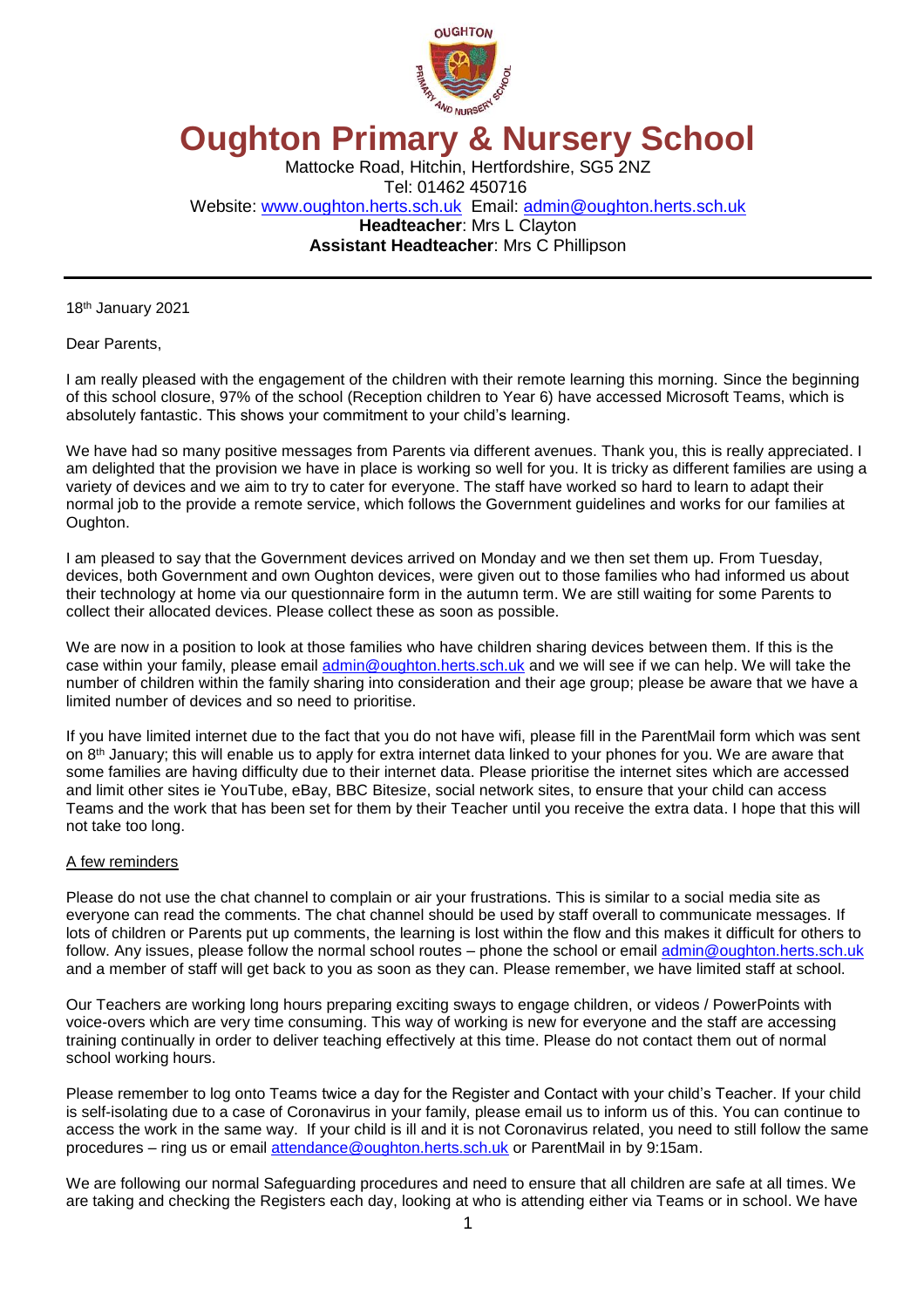# Oughton Primary & Nursery School

Mattocke Road, Hitchin, Hertfordshire, SG5 2NZ
Tel: 01462 450716
Website: www.oughton.herts.sch.uk Email: admin@oughton.herts.sch.uk
**Headteacher**: Mrs L Clayton
**Assistant Headteacher**: Mrs C Phillipson

---

18th January 2021

Dear Parents,

I am really pleased with the engagement of the children with their remote learning this morning. Since the beginning of this school closure, 97% of the school (Reception children to Year 6) have accessed Microsoft Teams, which is absolutely fantastic. This shows your commitment to your child's learning.

We have had so many positive messages from Parents via different avenues. Thank you, this is really appreciated. I am delighted that the provision we have in place is working so well for you. It is tricky as different families are using a variety of devices and we aim to try to cater for everyone. The staff have worked so hard to learn to adapt their normal job to the provide a remote service, which follows the Government guidelines and works for our families at Oughton.

I am pleased to say that the Government devices arrived on Monday and we then set them up. From Tuesday, devices, both Government and own Oughton devices, were given out to those families who had informed us about their technology at home via our questionnaire form in the autumn term. We are still waiting for some Parents to collect their allocated devices. Please collect these as soon as possible.

We are now in a position to look at those families who have children sharing devices between them. If this is the case within your family, please email admin@oughton.herts.sch.uk and we will see if we can help. We will take the number of children within the family sharing into consideration and their age group; please be aware that we have a limited number of devices and so need to prioritise.

If you have limited internet due to the fact that you do not have wifi, please fill in the ParentMail form which was sent on 8th January; this will enable us to apply for extra internet data linked to your phones for you. We are aware that some families are having difficulty due to their internet data. Please prioritise the internet sites which are accessed and limit other sites ie YouTube, eBay, BBC Bitesize, social network sites, to ensure that your child can access Teams and the work that has been set for them by their Teacher until you receive the extra data. I hope that this will not take too long.

<u>A few reminders</u>

Please do not use the chat channel to complain or air your frustrations. This is similar to a social media site as everyone can read the comments. The chat channel should be used by staff overall to communicate messages. If lots of children or Parents put up comments, the learning is lost within the flow and this makes it difficult for others to follow. Any issues, please follow the normal school routes – phone the school or email admin@oughton.herts.sch.uk and a member of staff will get back to you as soon as they can. Please remember, we have limited staff at school.

Our Teachers are working long hours preparing exciting sways to engage children, or videos / PowerPoints with voice-overs which are very time consuming. This way of working is new for everyone and the staff are accessing training continually in order to deliver teaching effectively at this time. Please do not contact them out of normal school working hours.

Please remember to log onto Teams twice a day for the Register and Contact with your child's Teacher. If your child is self-isolating due to a case of Coronavirus in your family, please email us to inform us of this. You can continue to access the work in the same way. If your child is ill and it is not Coronavirus related, you need to still follow the same procedures – ring us or email attendance@oughton.herts.sch.uk or ParentMail in by 9:15am.

We are following our normal Safeguarding procedures and need to ensure that all children are safe at all times. We are taking and checking the Registers each day, looking at who is attending either via Teams or in school. We have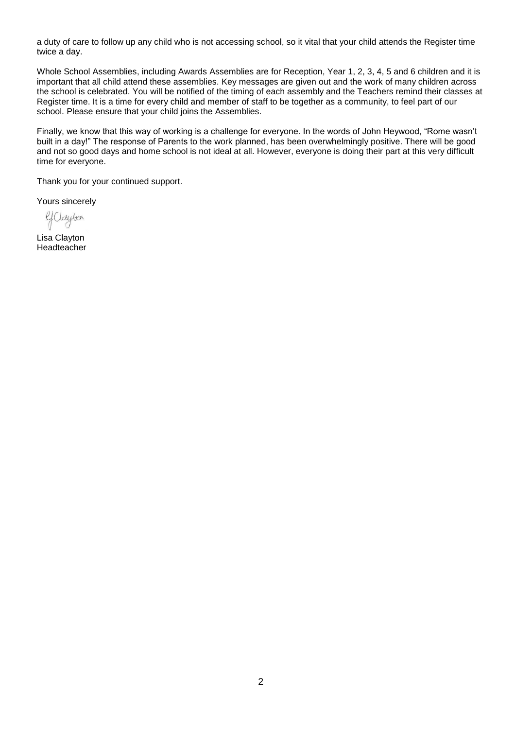a duty of care to follow up any child who is not accessing school, so it vital that your child attends the Register time twice a day.

Whole School Assemblies, including Awards Assemblies are for Reception, Year 1, 2, 3, 4, 5 and 6 children and it is important that all child attend these assemblies. Key messages are given out and the work of many children across the school is celebrated. You will be notified of the timing of each assembly and the Teachers remind their classes at Register time. It is a time for every child and member of staff to be together as a community, to feel part of our school. Please ensure that your child joins the Assemblies.

Finally, we know that this way of working is a challenge for everyone. In the words of John Heywood, "Rome wasn't built in a day!" The response of Parents to the work planned, has been overwhelmingly positive. There will be good and not so good days and home school is not ideal at all. However, everyone is doing their part at this very difficult time for everyone.

Thank you for your continued support.

Yours sincerely

LClayton

Lisa Clayton
Headteacher